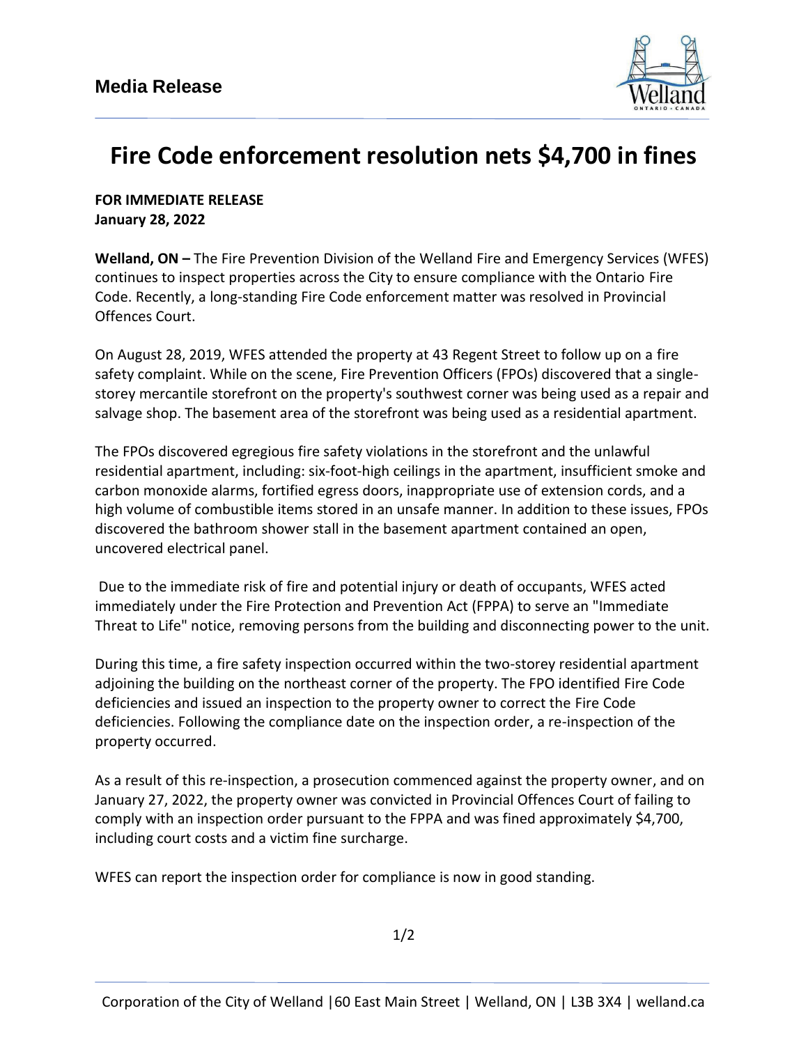**Media Release**

# Fire Code enforcement resolution nets $4,700 in fines

**FOR IMMEDIATE RELEASE**
**January 28, 2022**

**Welland, ON –** The Fire Prevention Division of the Welland Fire and Emergency Services (WFES) continues to inspect properties across the City to ensure compliance with the Ontario Fire Code. Recently, a long-standing Fire Code enforcement matter was resolved in Provincial Offences Court.

On August 28, 2019, WFES attended the property at 43 Regent Street to follow up on a fire safety complaint. While on the scene, Fire Prevention Officers (FPOs) discovered that a single-storey mercantile storefront on the property's southwest corner was being used as a repair and salvage shop. The basement area of the storefront was being used as a residential apartment.

The FPOs discovered egregious fire safety violations in the storefront and the unlawful residential apartment, including: six-foot-high ceilings in the apartment, insufficient smoke and carbon monoxide alarms, fortified egress doors, inappropriate use of extension cords, and a high volume of combustible items stored in an unsafe manner. In addition to these issues, FPOs discovered the bathroom shower stall in the basement apartment contained an open, uncovered electrical panel.

Due to the immediate risk of fire and potential injury or death of occupants, WFES acted immediately under the Fire Protection and Prevention Act (FPPA) to serve an "Immediate Threat to Life" notice, removing persons from the building and disconnecting power to the unit.

During this time, a fire safety inspection occurred within the two-storey residential apartment adjoining the building on the northeast corner of the property. The FPO identified Fire Code deficiencies and issued an inspection to the property owner to correct the Fire Code deficiencies. Following the compliance date on the inspection order, a re-inspection of the property occurred.

As a result of this re-inspection, a prosecution commenced against the property owner, and on January 27, 2022, the property owner was convicted in Provincial Offences Court of failing to comply with an inspection order pursuant to the FPPA and was fined approximately $4,700, including court costs and a victim fine surcharge.

WFES can report the inspection order for compliance is now in good standing.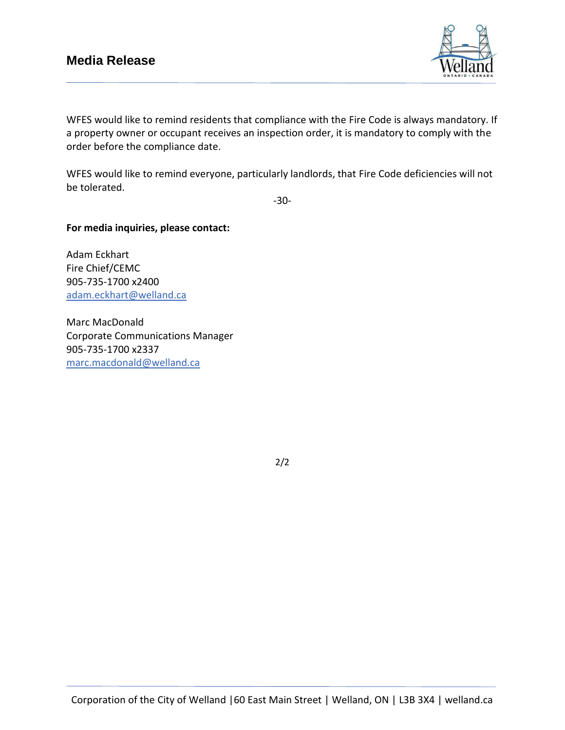WFES would like to remind residents that compliance with the Fire Code is always mandatory. If a property owner or occupant receives an inspection order, it is mandatory to comply with the order before the compliance date.

WFES would like to remind everyone, particularly landlords, that Fire Code deficiencies will not be tolerated.

-30-

**For media inquiries, please contact:**

Adam Eckhart
Fire Chief/CEMC
905-735-1700 x2400
adam.eckhart@welland.ca

Marc MacDonald
Corporate Communications Manager
905-735-1700 x2337
marc.macdonald@welland.ca